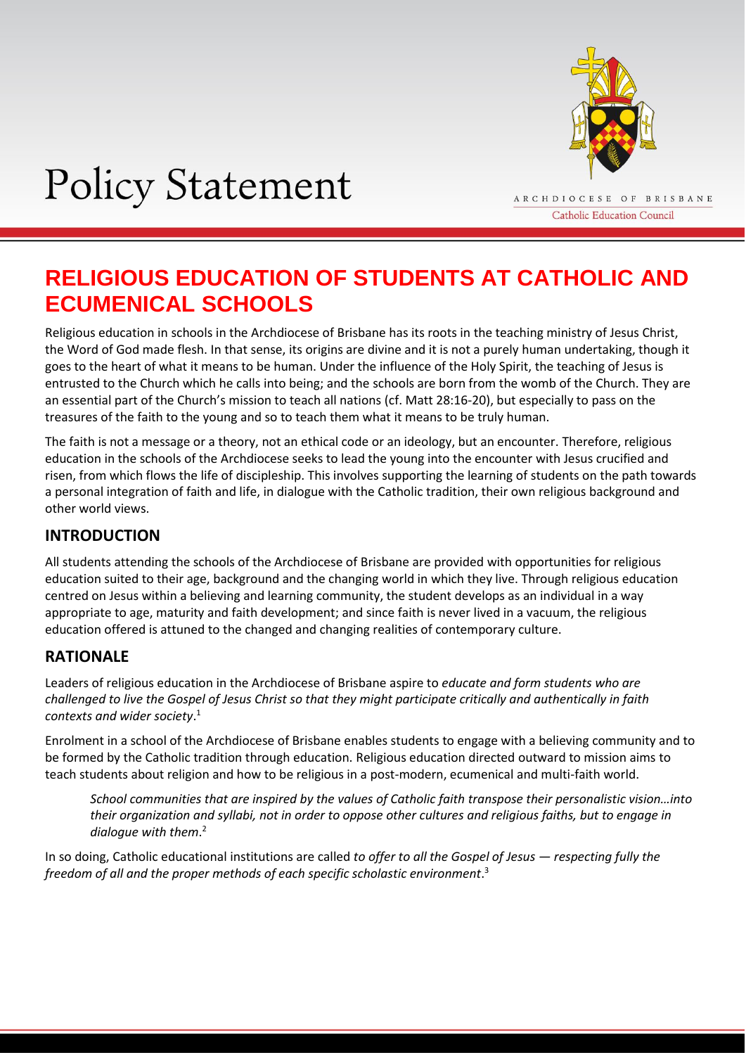# Policy Statement

ARCHDIOCESE OF BRISBANE
Catholic Education Council

## RELIGIOUS EDUCATION OF STUDENTS AT CATHOLIC AND ECUMENICAL SCHOOLS

Religious education in schools in the Archdiocese of Brisbane has its roots in the teaching ministry of Jesus Christ, the Word of God made flesh. In that sense, its origins are divine and it is not a purely human undertaking, though it goes to the heart of what it means to be human. Under the influence of the Holy Spirit, the teaching of Jesus is entrusted to the Church which he calls into being; and the schools are born from the womb of the Church. They are an essential part of the Church's mission to teach all nations (cf. Matt 28:16-20), but especially to pass on the treasures of the faith to the young and so to teach them what it means to be truly human.

The faith is not a message or a theory, not an ethical code or an ideology, but an encounter. Therefore, religious education in the schools of the Archdiocese seeks to lead the young into the encounter with Jesus crucified and risen, from which flows the life of discipleship. This involves supporting the learning of students on the path towards a personal integration of faith and life, in dialogue with the Catholic tradition, their own religious background and other world views.

### INTRODUCTION

All students attending the schools of the Archdiocese of Brisbane are provided with opportunities for religious education suited to their age, background and the changing world in which they live. Through religious education centred on Jesus within a believing and learning community, the student develops as an individual in a way appropriate to age, maturity and faith development; and since faith is never lived in a vacuum, the religious education offered is attuned to the changed and changing realities of contemporary culture.

### RATIONALE

Leaders of religious education in the Archdiocese of Brisbane aspire to *educate and form students who are challenged to live the Gospel of Jesus Christ so that they might participate critically and authentically in faith contexts and wider society*.[1]

Enrolment in a school of the Archdiocese of Brisbane enables students to engage with a believing community and to be formed by the Catholic tradition through education. Religious education directed outward to mission aims to teach students about religion and how to be religious in a post-modern, ecumenical and multi-faith world.

> *School communities that are inspired by the values of Catholic faith transpose their personalistic vision…into their organization and syllabi, not in order to oppose other cultures and religious faiths, but to engage in dialogue with them*.[2]

In so doing, Catholic educational institutions are called *to offer to all the Gospel of Jesus — respecting fully the freedom of all and the proper methods of each specific scholastic environment*.[3]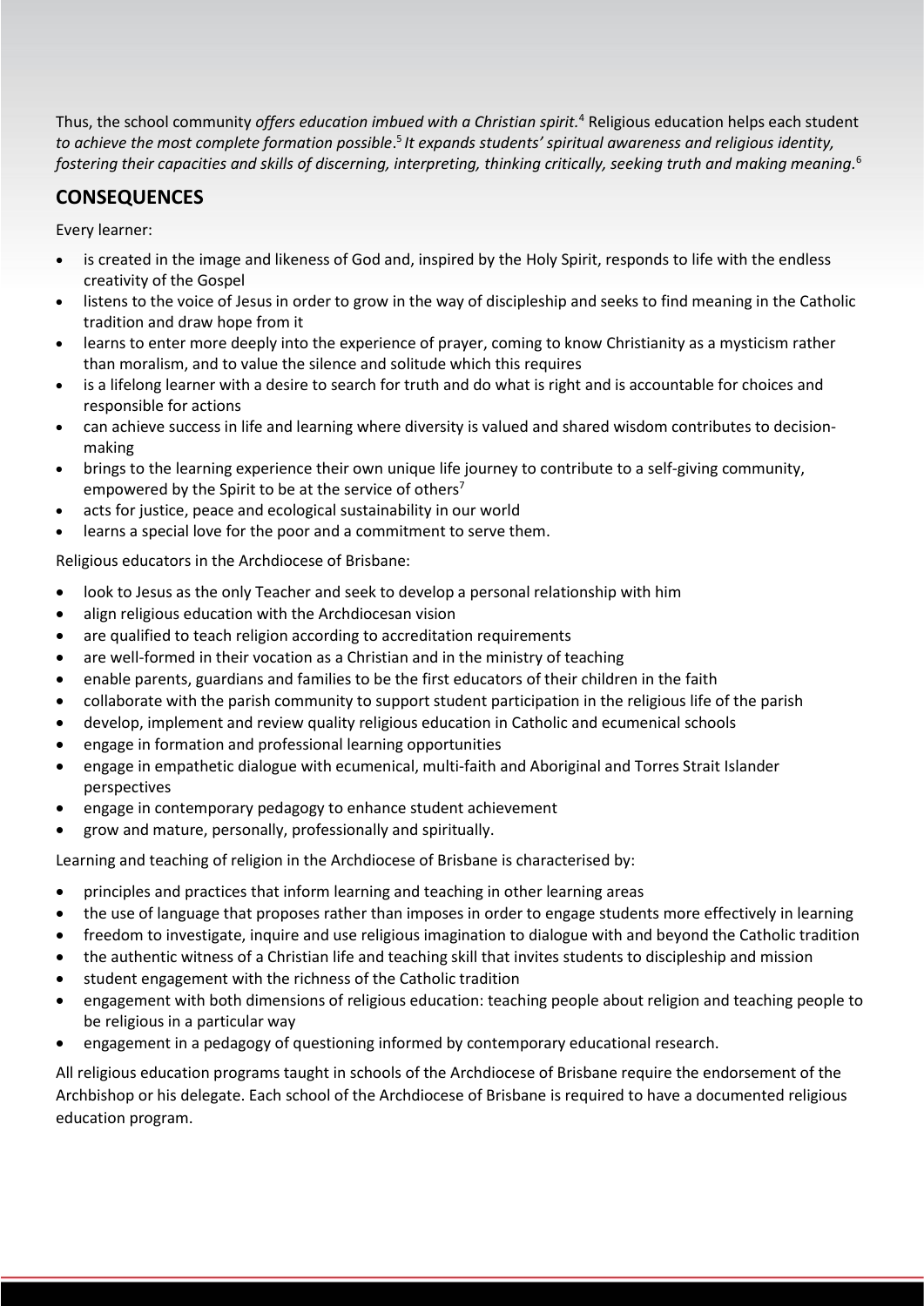Thus, the school community *offers education imbued with a Christian spirit.*[4] Religious education helps each student *to achieve the most complete formation possible*.[5] *It expands students' spiritual awareness and religious identity, fostering their capacities and skills of discerning, interpreting, thinking critically, seeking truth and making meaning*.[6]

## CONSEQUENCES

Every learner:

- is created in the image and likeness of God and, inspired by the Holy Spirit, responds to life with the endless creativity of the Gospel
- listens to the voice of Jesus in order to grow in the way of discipleship and seeks to find meaning in the Catholic tradition and draw hope from it
- learns to enter more deeply into the experience of prayer, coming to know Christianity as a mysticism rather than moralism, and to value the silence and solitude which this requires
- is a lifelong learner with a desire to search for truth and do what is right and is accountable for choices and responsible for actions
- can achieve success in life and learning where diversity is valued and shared wisdom contributes to decision-making
- brings to the learning experience their own unique life journey to contribute to a self-giving community, empowered by the Spirit to be at the service of others[7]
- acts for justice, peace and ecological sustainability in our world
- learns a special love for the poor and a commitment to serve them.

Religious educators in the Archdiocese of Brisbane:

- look to Jesus as the only Teacher and seek to develop a personal relationship with him
- align religious education with the Archdiocesan vision
- are qualified to teach religion according to accreditation requirements
- are well-formed in their vocation as a Christian and in the ministry of teaching
- enable parents, guardians and families to be the first educators of their children in the faith
- collaborate with the parish community to support student participation in the religious life of the parish
- develop, implement and review quality religious education in Catholic and ecumenical schools
- engage in formation and professional learning opportunities
- engage in empathetic dialogue with ecumenical, multi-faith and Aboriginal and Torres Strait Islander perspectives
- engage in contemporary pedagogy to enhance student achievement
- grow and mature, personally, professionally and spiritually.

Learning and teaching of religion in the Archdiocese of Brisbane is characterised by:

- principles and practices that inform learning and teaching in other learning areas
- the use of language that proposes rather than imposes in order to engage students more effectively in learning
- freedom to investigate, inquire and use religious imagination to dialogue with and beyond the Catholic tradition
- the authentic witness of a Christian life and teaching skill that invites students to discipleship and mission
- student engagement with the richness of the Catholic tradition
- engagement with both dimensions of religious education: teaching people about religion and teaching people to be religious in a particular way
- engagement in a pedagogy of questioning informed by contemporary educational research.

All religious education programs taught in schools of the Archdiocese of Brisbane require the endorsement of the Archbishop or his delegate. Each school of the Archdiocese of Brisbane is required to have a documented religious education program.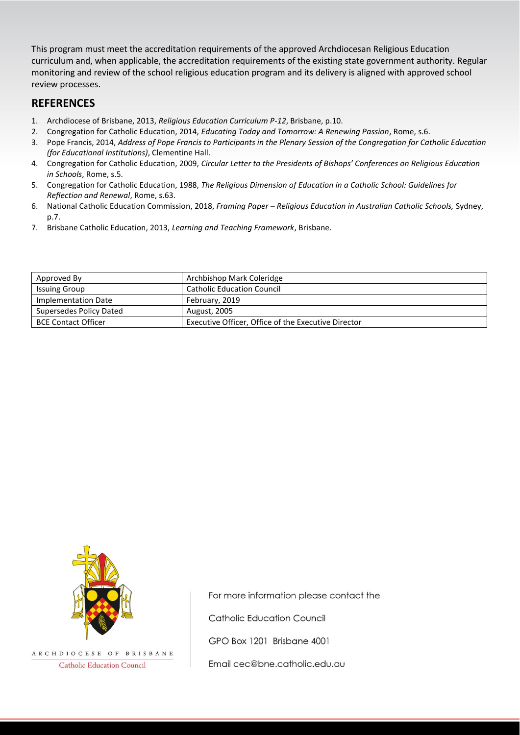This program must meet the accreditation requirements of the approved Archdiocesan Religious Education curriculum and, when applicable, the accreditation requirements of the existing state government authority. Regular monitoring and review of the school religious education program and its delivery is aligned with approved school review processes.

## REFERENCES

1. Archdiocese of Brisbane, 2013, *Religious Education Curriculum P-12*, Brisbane, p.10.
2. Congregation for Catholic Education, 2014, *Educating Today and Tomorrow: A Renewing Passion*, Rome, s.6.
3. Pope Francis, 2014, *Address of Pope Francis to Participants in the Plenary Session of the Congregation for Catholic Education (for Educational Institutions)*, Clementine Hall.
4. Congregation for Catholic Education, 2009, *Circular Letter to the Presidents of Bishops' Conferences on Religious Education in Schools*, Rome, s.5.
5. Congregation for Catholic Education, 1988, *The Religious Dimension of Education in a Catholic School: Guidelines for Reflection and Renewal*, Rome, s.63.
6. National Catholic Education Commission, 2018, *Framing Paper – Religious Education in Australian Catholic Schools,* Sydney, p.7.
7. Brisbane Catholic Education, 2013, *Learning and Teaching Framework*, Brisbane.

| | |
|---|---|
| Approved By | Archbishop Mark Coleridge |
| Issuing Group | Catholic Education Council |
| Implementation Date | February, 2019 |
| Supersedes Policy Dated | August, 2005 |
| BCE Contact Officer | Executive Officer, Office of the Executive Director |

ARCHDIOCESE OF BRISBANE

Catholic Education Council

For more information please contact the

Catholic Education Council

GPO Box 1201 Brisbane 4001

Email cec@bne.catholic.edu.au